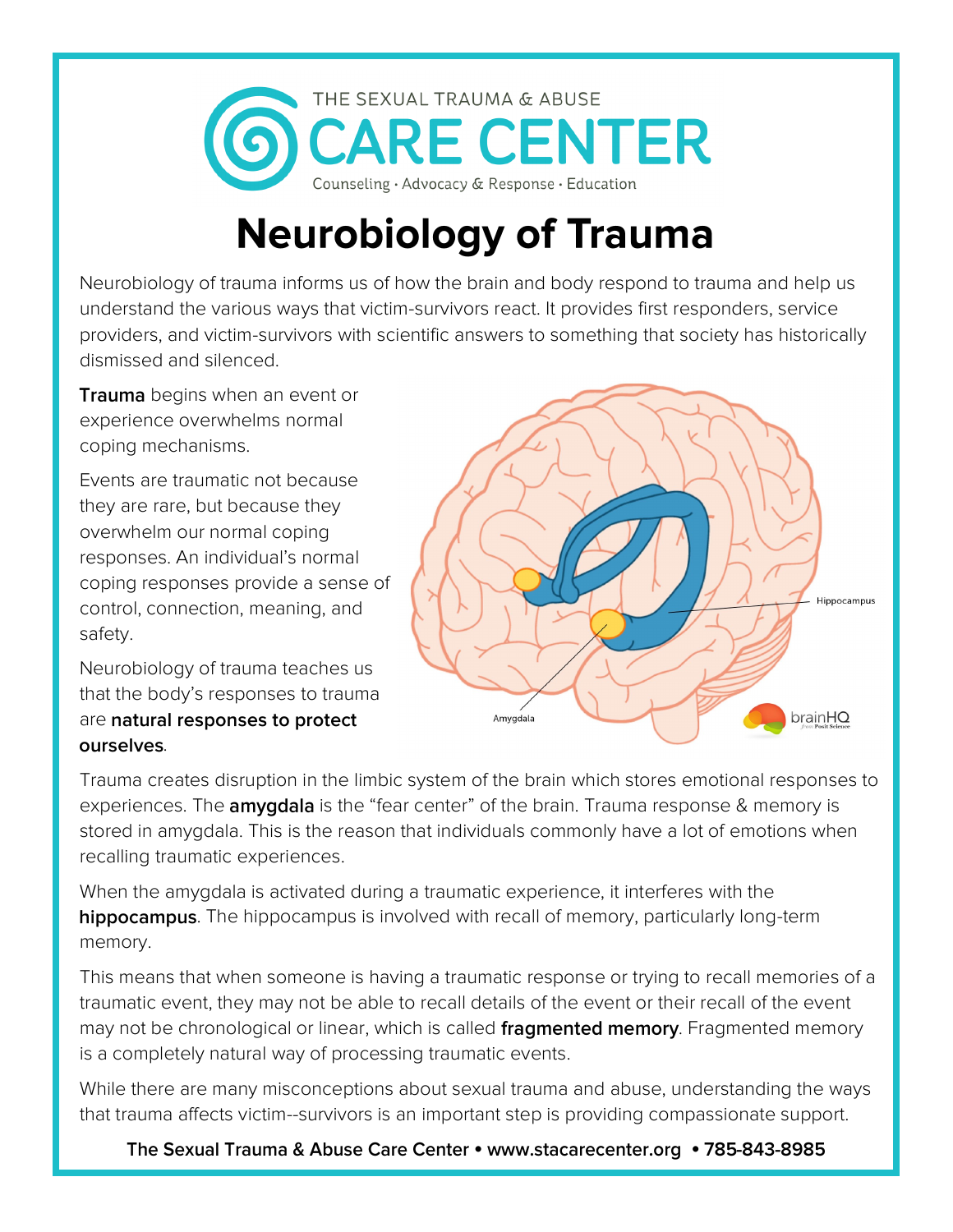THE SEXUAL TRAUMA & ABUSE

# CARE CENTER

Counseling · Advocacy & Response · Education

# Neurobiology of Trauma

Neurobiology of trauma informs us of how the brain and body respond to trauma and help us understand the various ways that victim-survivors react. It provides first responders, service providers, and victim-survivors with scientific answers to something that society has historically dismissed and silenced.

**Trauma** begins when an event or experience overwhelms normal coping mechanisms.

Events are traumatic not because they are rare, but because they overwhelm our normal coping responses. An individual's normal coping responses provide a sense of control, connection, meaning, and safety.

Neurobiology of trauma teaches us that the body's responses to trauma are **natural responses to protect ourselves**.

Trauma creates disruption in the limbic system of the brain which stores emotional responses to experiences. The **amygdala** is the "fear center" of the brain. Trauma response & memory is stored in amygdala. This is the reason that individuals commonly have a lot of emotions when recalling traumatic experiences.

When the amygdala is activated during a traumatic experience, it interferes with the **hippocampus**. The hippocampus is involved with recall of memory, particularly long-term memory.

This means that when someone is having a traumatic response or trying to recall memories of a traumatic event, they may not be able to recall details of the event or their recall of the event may not be chronological or linear, which is called **fragmented memory**. Fragmented memory is a completely natural way of processing traumatic events.

While there are many misconceptions about sexual trauma and abuse, understanding the ways that trauma affects victim--survivors is an important step is providing compassionate support.

**The Sexual Trauma & Abuse Care Center • www.stacarecenter.org • 785-843-8985**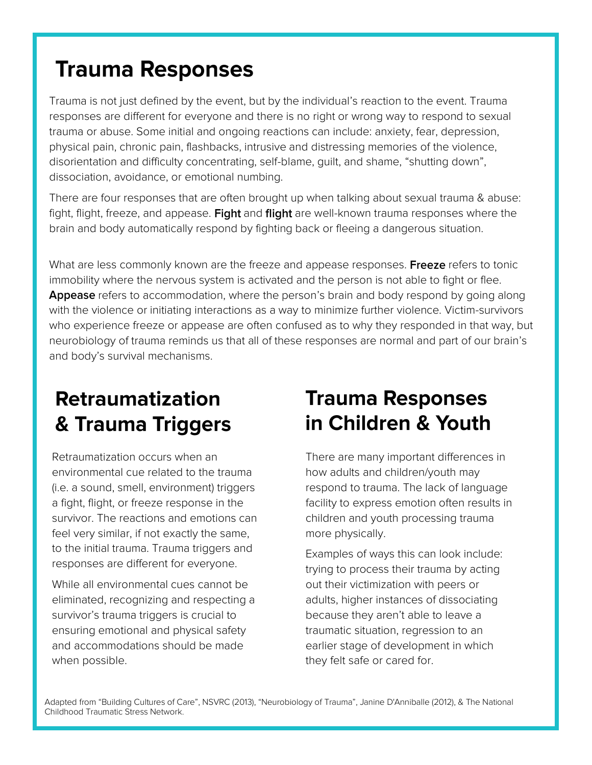# Trauma Responses

Trauma is not just defined by the event, but by the individual's reaction to the event. Trauma responses are different for everyone and there is no right or wrong way to respond to sexual trauma or abuse. Some initial and ongoing reactions can include: anxiety, fear, depression, physical pain, chronic pain, flashbacks, intrusive and distressing memories of the violence, disorientation and difficulty concentrating, self-blame, guilt, and shame, "shutting down", dissociation, avoidance, or emotional numbing.

There are four responses that are often brought up when talking about sexual trauma & abuse: fight, flight, freeze, and appease. **Fight** and **flight** are well-known trauma responses where the brain and body automatically respond by fighting back or fleeing a dangerous situation.

What are less commonly known are the freeze and appease responses. **Freeze** refers to tonic immobility where the nervous system is activated and the person is not able to fight or flee. **Appease** refers to accommodation, where the person's brain and body respond by going along with the violence or initiating interactions as a way to minimize further violence. Victim-survivors who experience freeze or appease are often confused as to why they responded in that way, but neurobiology of trauma reminds us that all of these responses are normal and part of our brain's and body's survival mechanisms.

## Retraumatization & Trauma Triggers

Retraumatization occurs when an environmental cue related to the trauma (i.e. a sound, smell, environment) triggers a fight, flight, or freeze response in the survivor. The reactions and emotions can feel very similar, if not exactly the same, to the initial trauma. Trauma triggers and responses are different for everyone.

While all environmental cues cannot be eliminated, recognizing and respecting a survivor's trauma triggers is crucial to ensuring emotional and physical safety and accommodations should be made when possible.

## Trauma Responses in Children & Youth

There are many important differences in how adults and children/youth may respond to trauma. The lack of language facility to express emotion often results in children and youth processing trauma more physically.

Examples of ways this can look include: trying to process their trauma by acting out their victimization with peers or adults, higher instances of dissociating because they aren't able to leave a traumatic situation, regression to an earlier stage of development in which they felt safe or cared for.

Adapted from "Building Cultures of Care", NSVRC (2013), "Neurobiology of Trauma", Janine D'Anniballe (2012), & The National Childhood Traumatic Stress Network.